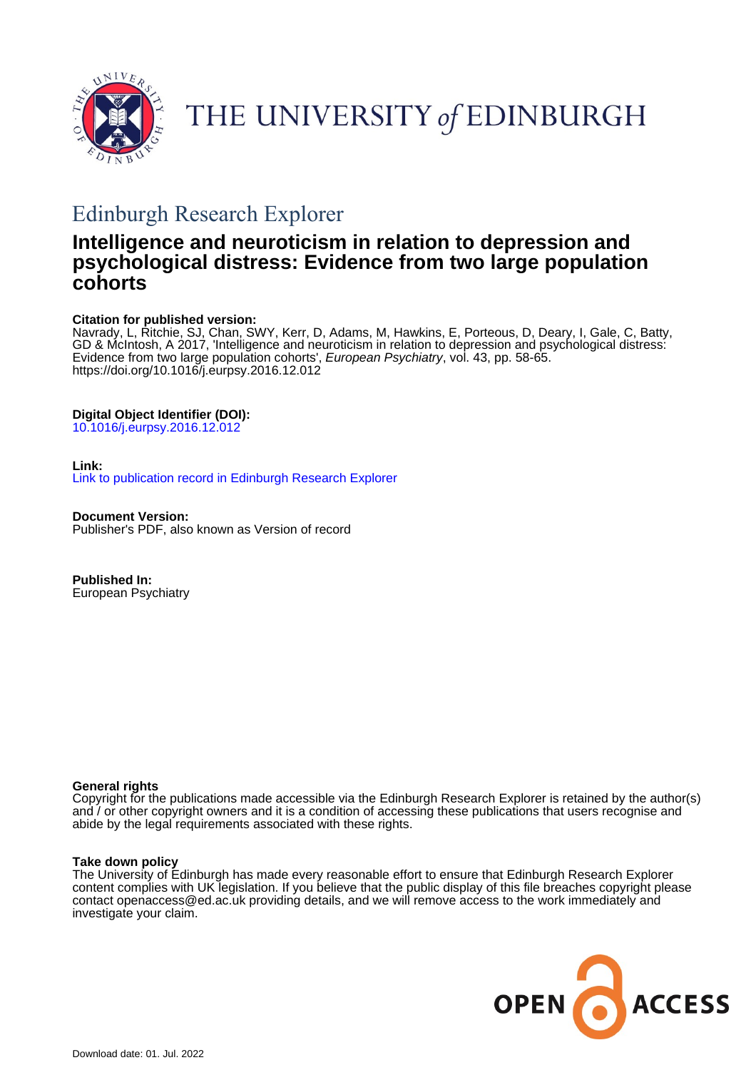THE UNIVERSITY of EDINBURGH

## Edinburgh Research Explorer

# Intelligence and neuroticism in relation to depression and psychological distress: Evidence from two large population cohorts

**Citation for published version:**
Navrady, L, Ritchie, SJ, Chan, SWY, Kerr, D, Adams, M, Hawkins, E, Porteous, D, Deary, I, Gale, C, Batty, GD & McIntosh, A 2017, 'Intelligence and neuroticism in relation to depression and psychological distress: Evidence from two large population cohorts', *European Psychiatry*, vol. 43, pp. 58-65. https://doi.org/10.1016/j.eurpsy.2016.12.012

**Digital Object Identifier (DOI):**
10.1016/j.eurpsy.2016.12.012

**Link:**
Link to publication record in Edinburgh Research Explorer

**Document Version:**
Publisher's PDF, also known as Version of record

**Published In:**
European Psychiatry

**General rights**
Copyright for the publications made accessible via the Edinburgh Research Explorer is retained by the author(s) and / or other copyright owners and it is a condition of accessing these publications that users recognise and abide by the legal requirements associated with these rights.

**Take down policy**
The University of Edinburgh has made every reasonable effort to ensure that Edinburgh Research Explorer content complies with UK legislation. If you believe that the public display of this file breaches copyright please contact openaccess@ed.ac.uk providing details, and we will remove access to the work immediately and investigate your claim.

OPEN ACCESS

Download date: 01. Jul. 2022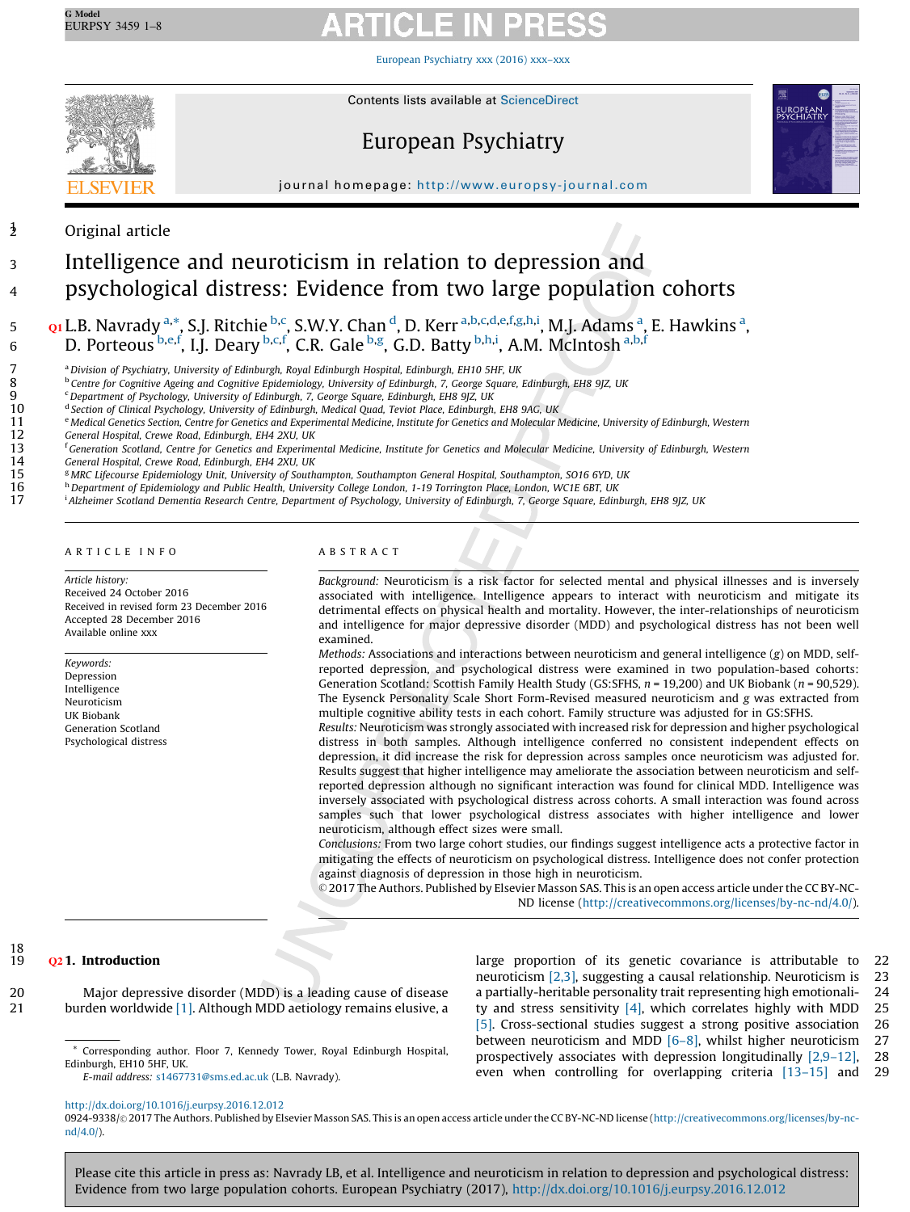Original article

# Intelligence and neuroticism in relation to depression and psychological distress: Evidence from two large population cohorts

L.B. Navrady [a,*], S.J. Ritchie [b,c], S.W.Y. Chan [d], D. Kerr [a,b,c,d,e,f,g,h,i], M.J. Adams [a], E. Hawkins [a], D. Porteous [b,e,f], I.J. Deary [b,c,f], C.R. Gale [b,g], G.D. Batty [b,h,i], A.M. McIntosh [a,b,f]

[a] Division of Psychiatry, University of Edinburgh, Royal Edinburgh Hospital, Edinburgh, EH10 5HF, UK
[b] Centre for Cognitive Ageing and Cognitive Epidemiology, University of Edinburgh, 7, George Square, Edinburgh, EH8 9JZ, UK
[c] Department of Psychology, University of Edinburgh, 7, George Square, Edinburgh, EH8 9JZ, UK
[d] Section of Clinical Psychology, University of Edinburgh, Medical Quad, Teviot Place, Edinburgh, EH8 9AG, UK
[e] Medical Genetics Section, Centre for Genetics and Experimental Medicine, Institute for Genetics and Molecular Medicine, University of Edinburgh, Western General Hospital, Crewe Road, Edinburgh, EH4 2XU, UK
[f] Generation Scotland, Centre for Genetics and Experimental Medicine, Institute for Genetics and Molecular Medicine, University of Edinburgh, Western General Hospital, Crewe Road, Edinburgh, EH4 2XU, UK
[g] MRC Lifecourse Epidemiology Unit, University of Southampton, Southampton General Hospital, Southampton, SO16 6YD, UK
[h] Department of Epidemiology and Public Health, University College London, 1-19 Torrington Place, London, WC1E 6BT, UK
[i] Alzheimer Scotland Dementia Research Centre, Department of Psychology, University of Edinburgh, 7, George Square, Edinburgh, EH8 9JZ, UK

**ARTICLE INFO**

*Article history:*
Received 24 October 2016
Received in revised form 23 December 2016
Accepted 28 December 2016
Available online xxx

*Keywords:*
Depression
Intelligence
Neuroticism
UK Biobank
Generation Scotland
Psychological distress

**ABSTRACT**

*Background:* Neuroticism is a risk factor for selected mental and physical illnesses and is inversely associated with intelligence. Intelligence appears to interact with neuroticism and mitigate its detrimental effects on physical health and mortality. However, the inter-relationships of neuroticism and intelligence for major depressive disorder (MDD) and psychological distress has not been well examined.

*Methods:* Associations and interactions between neuroticism and general intelligence (*g*) on MDD, self-reported depression, and psychological distress were examined in two population-based cohorts: Generation Scotland: Scottish Family Health Study (GS:SFHS, $n = 19{,}200$) and UK Biobank ($n = 90{,}529$). The Eysenck Personality Scale Short Form-Revised measured neuroticism and *g* was extracted from multiple cognitive ability tests in each cohort. Family structure was adjusted for in GS:SFHS.

*Results:* Neuroticism was strongly associated with increased risk for depression and higher psychological distress in both samples. Although intelligence conferred no consistent independent effects on depression, it did increase the risk for depression across samples once neuroticism was adjusted for. Results suggest that higher intelligence may ameliorate the association between neuroticism and self-reported depression although no significant interaction was found for clinical MDD. Intelligence was inversely associated with psychological distress across cohorts. A small interaction was found across samples such that lower psychological distress associates with higher intelligence and lower neuroticism, although effect sizes were small.

*Conclusions:* From two large cohort studies, our findings suggest intelligence acts a protective factor in mitigating the effects of neuroticism on psychological distress. Intelligence does not confer protection against diagnosis of depression in those high in neuroticism.

© 2017 The Authors. Published by Elsevier Masson SAS. This is an open access article under the CC BY-NC-ND license (http://creativecommons.org/licenses/by-nc-nd/4.0/).

## 1. Introduction

Major depressive disorder (MDD) is a leading cause of disease burden worldwide [1]. Although MDD aetiology remains elusive, a large proportion of its genetic covariance is attributable to neuroticism [2,3], suggesting a causal relationship. Neuroticism is a partially-heritable personality trait representing high emotionality and stress sensitivity [4], which correlates highly with MDD [5]. Cross-sectional studies suggest a strong positive association between neuroticism and MDD [6–8], whilst higher neuroticism prospectively associates with depression longitudinally [2,9–12], even when controlling for overlapping criteria [13–15] and

\* Corresponding author. Floor 7, Kennedy Tower, Royal Edinburgh Hospital, Edinburgh, EH10 5HF, UK.
E-mail address: s1467731@sms.ed.ac.uk (L.B. Navrady).

http://dx.doi.org/10.1016/j.eurpsy.2016.12.012
0924-9338/© 2017 The Authors. Published by Elsevier Masson SAS. This is an open access article under the CC BY-NC-ND license (http://creativecommons.org/licenses/by-nc-nd/4.0/).

Please cite this article in press as: Navrady LB, et al. Intelligence and neuroticism in relation to depression and psychological distress: Evidence from two large population cohorts. European Psychiatry (2017), http://dx.doi.org/10.1016/j.eurpsy.2016.12.012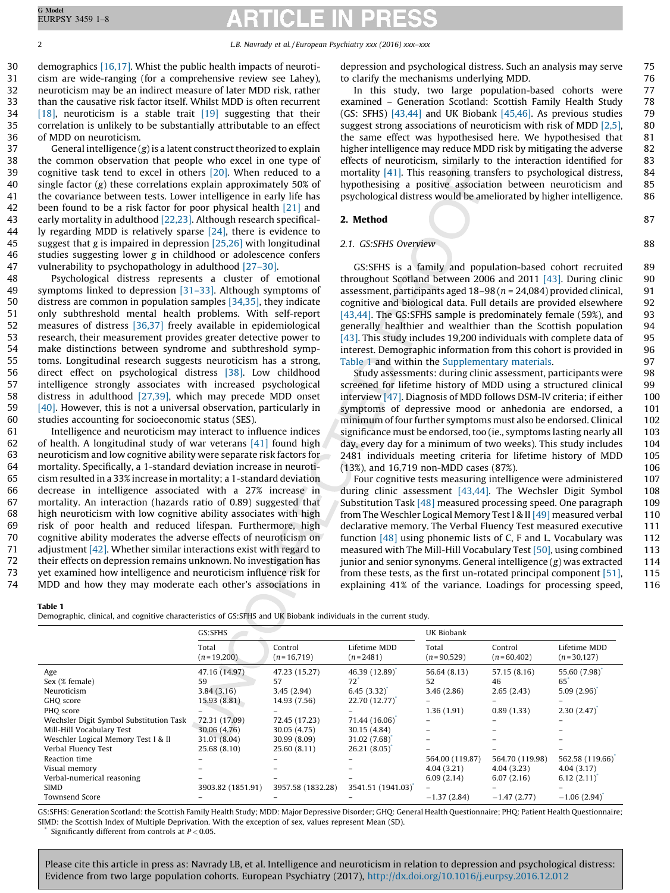demographics [16,17]. Whist the public health impacts of neuroticism are wide-ranging (for a comprehensive review see Lahey), neuroticism may be an indirect measure of later MDD risk, rather than the causative risk factor itself. Whilst MDD is often recurrent [18], neuroticism is a stable trait [19] suggesting that their correlation is unlikely to be substantially attributable to an effect of MDD on neuroticism.

General intelligence (*g*) is a latent construct theorized to explain the common observation that people who excel in one type of cognitive task tend to excel in others [20]. When reduced to a single factor (*g*) these correlations explain approximately 50% of the covariance between tests. Lower intelligence in early life has been found to be a risk factor for poor physical health [21] and early mortality in adulthood [22,23]. Although research specifically regarding MDD is relatively sparse [24], there is evidence to suggest that *g* is impaired in depression [25,26] with longitudinal studies suggesting lower *g* in childhood or adolescence confers vulnerability to psychopathology in adulthood [27–30].

Psychological distress represents a cluster of emotional symptoms linked to depression [31–33]. Although symptoms of distress are common in population samples [34,35], they indicate only subthreshold mental health problems. With self-report measures of distress [36,37] freely available in epidemiological research, their measurement provides greater detective power to make distinctions between syndrome and subthreshold symptoms. Longitudinal research suggests neuroticism has a strong, direct effect on psychological distress [38]. Low childhood intelligence strongly associates with increased psychological distress in adulthood [27,39], which may precede MDD onset [40]. However, this is not a universal observation, particularly in studies accounting for socioeconomic status (SES).

Intelligence and neuroticism may interact to influence indices of health. A longitudinal study of war veterans [41] found high neuroticism and low cognitive ability were separate risk factors for mortality. Specifically, a 1-standard deviation increase in neuroticism resulted in a 33% increase in mortality; a 1-standard deviation decrease in intelligence associated with a 27% increase in mortality. An interaction (hazards ratio of 0.89) suggested that high neuroticism with low cognitive ability associates with high risk of poor health and reduced lifespan. Furthermore, high cognitive ability moderates the adverse effects of neuroticism on adjustment [42]. Whether similar interactions exist with regard to their effects on depression remains unknown. No investigation has yet examined how intelligence and neuroticism influence risk for MDD and how they may moderate each other's associations in depression and psychological distress. Such an analysis may serve to clarify the mechanisms underlying MDD.

In this study, two large population-based cohorts were examined – Generation Scotland: Scottish Family Health Study (GS: SFHS) [43,44] and UK Biobank [45,46]. As previous studies suggest strong associations of neuroticism with risk of MDD [2,5], the same effect was hypothesised here. We hypothesised that higher intelligence may reduce MDD risk by mitigating the adverse effects of neuroticism, similarly to the interaction identified for mortality [41]. This reasoning transfers to psychological distress, hypothesising a positive association between neuroticism and psychological distress would be ameliorated by higher intelligence.

## 2. Method

### 2.1. GS:SFHS Overview

GS:SFHS is a family and population-based cohort recruited throughout Scotland between 2006 and 2011 [43]. During clinic assessment, participants aged 18–98 ($n$ = 24,084) provided clinical, cognitive and biological data. Full details are provided elsewhere [43,44]. The GS:SFHS sample is predominately female (59%), and generally healthier and wealthier than the Scottish population [43]. This study includes 19,200 individuals with complete data of interest. Demographic information from this cohort is provided in Table 1 and within the Supplementary materials.

Study assessments: during clinic assessment, participants were screened for lifetime history of MDD using a structured clinical interview [47]. Diagnosis of MDD follows DSM-IV criteria; if either symptoms of depressive mood or anhedonia are endorsed, a minimum of four further symptoms must also be endorsed. Clinical significance must be endorsed, too (ie., symptoms lasting nearly all day, every day for a minimum of two weeks). This study includes 2481 individuals meeting criteria for lifetime history of MDD (13%), and 16,719 non-MDD cases (87%).

Four cognitive tests measuring intelligence were administered during clinic assessment [43,44]. The Wechsler Digit Symbol Substitution Task [48] measured processing speed. One paragraph from The Weschler Logical Memory Test I & II [49] measured verbal declarative memory. The Verbal Fluency Test measured executive function [48] using phonemic lists of C, F and L. Vocabulary was measured with The Mill-Hill Vocabulary Test [50], using combined junior and senior synonyms. General intelligence (*g*) was extracted from these tests, as the first un-rotated principal component [51], explaining 41% of the variance. Loadings for processing speed,

**Table 1**
Demographic, clinical, and cognitive characteristics of GS:SFHS and UK Biobank individuals in the current study.

| | GS:SFHS | | | UK Biobank | | |
|---|---|---|---|---|---|---|
| | Total ($n$ = 19,200) | Control ($n$ = 16,719) | Lifetime MDD ($n$ = 2481) | Total ($n$ = 90,529) | Control ($n$ = 60,402) | Lifetime MDD ($n$ = 30,127) |
| Age | 47.16 (14.97) | 47.23 (15.27) | 46.39 (12.89)* | 56.64 (8.13) | 57.15 (8.16) | 55.60 (7.98)* |
| Sex (% female) | 59 | 57 | 72* | 52 | 46 | 65* |
| Neuroticism | 3.84 (3.16) | 3.45 (2.94) | 6.45 (3.32)* | 3.46 (2.86) | 2.65 (2.43) | 5.09 (2.96)* |
| GHQ score | 15.93 (8.81) | 14.93 (7.56) | 22.70 (12.77)* | – | – | – |
| PHQ score | – | – | – | 1.36 (1.91) | 0.89 (1.33) | 2.30 (2.47)* |
| Wechsler Digit Symbol Substitution Task | 72.31 (17.09) | 72.45 (17.23) | 71.44 (16.06)* | – | – | – |
| Mill-Hill Vocabulary Test | 30.06 (4.76) | 30.05 (4.75) | 30.15 (4.84) | – | – | – |
| Weschler Logical Memory Test I & II | 31.01 (8.04) | 30.99 (8.09) | 31.02 (7.68)* | – | – | – |
| Verbal Fluency Test | 25.68 (8.10) | 25.60 (8.11) | 26.21 (8.05)* | – | – | – |
| Reaction time | – | – | – | 564.00 (119.87) | 564.70 (119.98) | 562.58 (119.66)* |
| Visual memory | – | – | – | 4.04 (3.21) | 4.04 (3.23) | 4.04 (3.17) |
| Verbal-numerical reasoning | – | – | – | 6.09 (2.14) | 6.07 (2.16) | 6.12 (2.11)* |
| SIMD | 3903.82 (1851.91) | 3957.58 (1832.28) | 3541.51 (1941.03)* | – | – | – |
| Townsend Score | – | – | – | −1.37 (2.84) | −1.47 (2.77) | −1.06 (2.94)* |

GS:SFHS: Generation Scotland: the Scottish Family Health Study; MDD: Major Depressive Disorder; GHQ: General Health Questionnaire; PHQ: Patient Health Questionnaire; SIMD: the Scottish Index of Multiple Deprivation. With the exception of sex, values represent Mean (SD).
* Significantly different from controls at $P < 0.05$.

Please cite this article in press as: Navrady LB, et al. Intelligence and neuroticism in relation to depression and psychological distress: Evidence from two large population cohorts. European Psychiatry (2017), http://dx.doi.org/10.1016/j.eurpsy.2016.12.012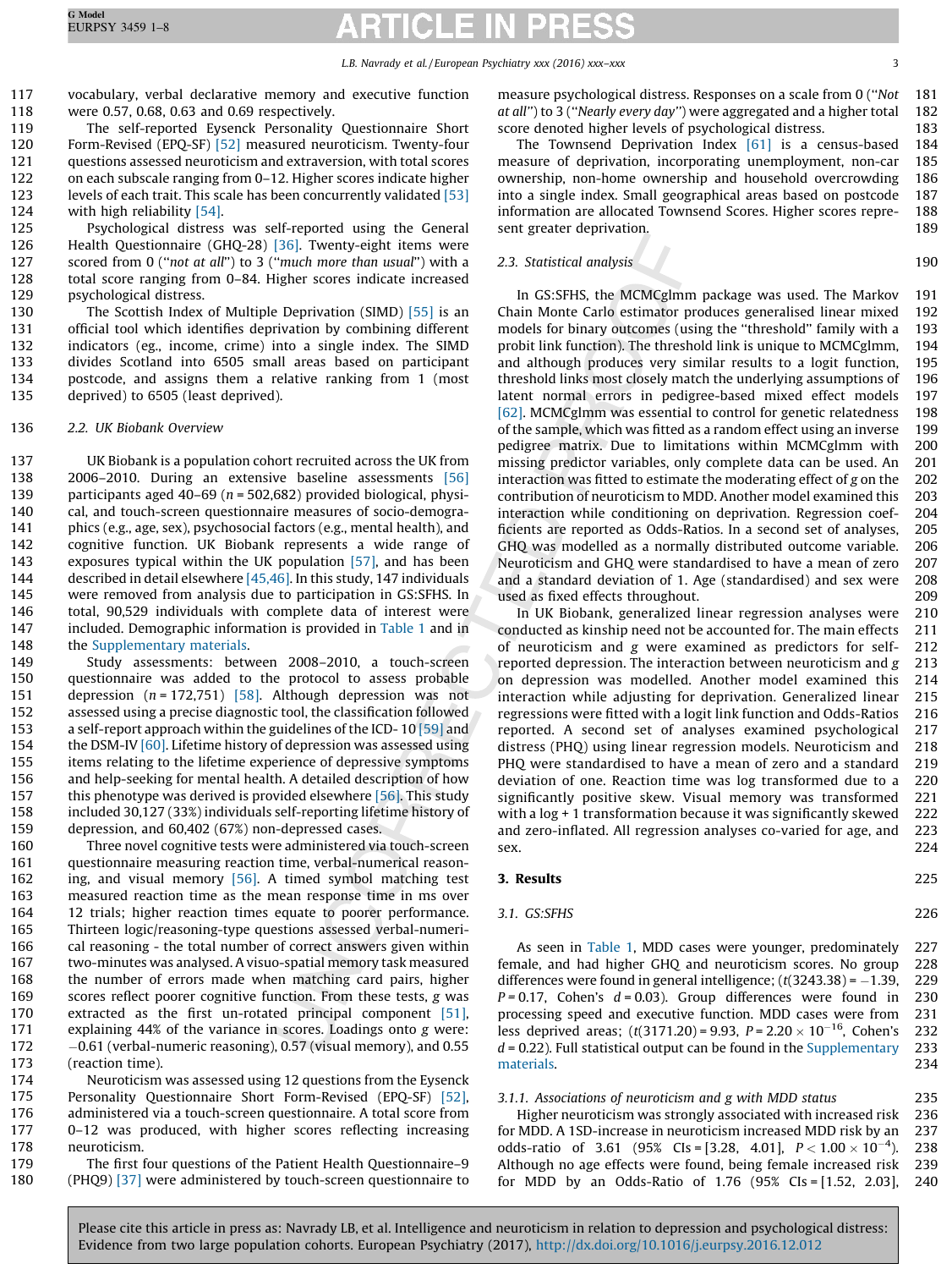vocabulary, verbal declarative memory and executive function were 0.57, 0.68, 0.63 and 0.69 respectively.

The self-reported Eysenck Personality Questionnaire Short Form-Revised (EPQ-SF) [52] measured neuroticism. Twenty-four questions assessed neuroticism and extraversion, with total scores on each subscale ranging from 0–12. Higher scores indicate higher levels of each trait. This scale has been concurrently validated [53] with high reliability [54].

Psychological distress was self-reported using the General Health Questionnaire (GHQ-28) [36]. Twenty-eight items were scored from 0 ("*not at all*") to 3 ("*much more than usual*") with a total score ranging from 0–84. Higher scores indicate increased psychological distress.

The Scottish Index of Multiple Deprivation (SIMD) [55] is an official tool which identifies deprivation by combining different indicators (eg., income, crime) into a single index. The SIMD divides Scotland into 6505 small areas based on participant postcode, and assigns them a relative ranking from 1 (most deprived) to 6505 (least deprived).

### 2.2. UK Biobank Overview

UK Biobank is a population cohort recruited across the UK from 2006–2010. During an extensive baseline assessments [56] participants aged 40–69 ($n$ = 502,682) provided biological, physical, and touch-screen questionnaire measures of socio-demographics (e.g., age, sex), psychosocial factors (e.g., mental health), and cognitive function. UK Biobank represents a wide range of exposures typical within the UK population [57], and has been described in detail elsewhere [45,46]. In this study, 147 individuals were removed from analysis due to participation in GS:SFHS. In total, 90,529 individuals with complete data of interest were included. Demographic information is provided in Table 1 and in the Supplementary materials.

Study assessments: between 2008–2010, a touch-screen questionnaire was added to the protocol to assess probable depression ($n$ = 172,751) [58]. Although depression was not assessed using a precise diagnostic tool, the classification followed a self-report approach within the guidelines of the ICD- 10 [59] and the DSM-IV [60]. Lifetime history of depression was assessed using items relating to the lifetime experience of depressive symptoms and help-seeking for mental health. A detailed description of how this phenotype was derived is provided elsewhere [56]. This study included 30,127 (33%) individuals self-reporting lifetime history of depression, and 60,402 (67%) non-depressed cases.

Three novel cognitive tests were administered via touch-screen questionnaire measuring reaction time, verbal-numerical reasoning, and visual memory [56]. A timed symbol matching test measured reaction time as the mean response time in ms over 12 trials; higher reaction times equate to poorer performance. Thirteen logic/reasoning-type questions assessed verbal-numerical reasoning - the total number of correct answers given within two-minutes was analysed. A visuo-spatial memory task measured the number of errors made when matching card pairs, higher scores reflect poorer cognitive function. From these tests, $g$ was extracted as the first un-rotated principal component [51], explaining 44% of the variance in scores. Loadings onto $g$ were: −0.61 (verbal-numeric reasoning), 0.57 (visual memory), and 0.55 (reaction time).

Neuroticism was assessed using 12 questions from the Eysenck Personality Questionnaire Short Form-Revised (EPQ-SF) [52], administered via a touch-screen questionnaire. A total score from 0–12 was produced, with higher scores reflecting increasing neuroticism.

The first four questions of the Patient Health Questionnaire–9 (PHQ9) [37] were administered by touch-screen questionnaire to measure psychological distress. Responses on a scale from 0 ("*Not at all*") to 3 ("*Nearly every day*") were aggregated and a higher total score denoted higher levels of psychological distress.

The Townsend Deprivation Index [61] is a census-based measure of deprivation, incorporating unemployment, non-car ownership, non-home ownership and household overcrowding into a single index. Small geographical areas based on postcode information are allocated Townsend Scores. Higher scores represent greater deprivation.

### 2.3. Statistical analysis

In GS:SFHS, the MCMCglmm package was used. The Markov Chain Monte Carlo estimator produces generalised linear mixed models for binary outcomes (using the "threshold" family with a probit link function). The threshold link is unique to MCMCglmm, and although produces very similar results to a logit function, threshold links most closely match the underlying assumptions of latent normal errors in pedigree-based mixed effect models [62]. MCMCglmm was essential to control for genetic relatedness of the sample, which was fitted as a random effect using an inverse pedigree matrix. Due to limitations within MCMCglmm with missing predictor variables, only complete data can be used. An interaction was fitted to estimate the moderating effect of $g$ on the contribution of neuroticism to MDD. Another model examined this interaction while conditioning on deprivation. Regression coefficients are reported as Odds-Ratios. In a second set of analyses, GHQ was modelled as a normally distributed outcome variable. Neuroticism and GHQ were standardised to have a mean of zero and a standard deviation of 1. Age (standardised) and sex were used as fixed effects throughout.

In UK Biobank, generalized linear regression analyses were conducted as kinship need not be accounted for. The main effects of neuroticism and $g$ were examined as predictors for self-reported depression. The interaction between neuroticism and $g$ on depression was modelled. Another model examined this interaction while adjusting for deprivation. Generalized linear regressions were fitted with a logit link function and Odds-Ratios reported. A second set of analyses examined psychological distress (PHQ) using linear regression models. Neuroticism and PHQ were standardised to have a mean of zero and a standard deviation of one. Reaction time was log transformed due to a significantly positive skew. Visual memory was transformed with a log + 1 transformation because it was significantly skewed and zero-inflated. All regression analyses co-varied for age, and sex.

## 3. Results

### 3.1. GS:SFHS

As seen in Table 1, MDD cases were younger, predominately female, and had higher GHQ and neuroticism scores. No group differences were found in general intelligence; ($t$(3243.38) = −1.39, $P$ = 0.17, Cohen's $d$ = 0.03). Group differences were found in processing speed and executive function. MDD cases were from less deprived areas; ($t$(3171.20) = 9.93, $P = 2.20 \times 10^{-16}$, Cohen's $d$ = 0.22). Full statistical output can be found in the Supplementary materials.

#### 3.1.1. Associations of neuroticism and g with MDD status

Higher neuroticism was strongly associated with increased risk for MDD. A 1SD-increase in neuroticism increased MDD risk by an odds-ratio of 3.61 (95% CIs = [3.28, 4.01], $P < 1.00 \times 10^{-4}$). Although no age effects were found, being female increased risk for MDD by an Odds-Ratio of 1.76 (95% CIs = [1.52, 2.03],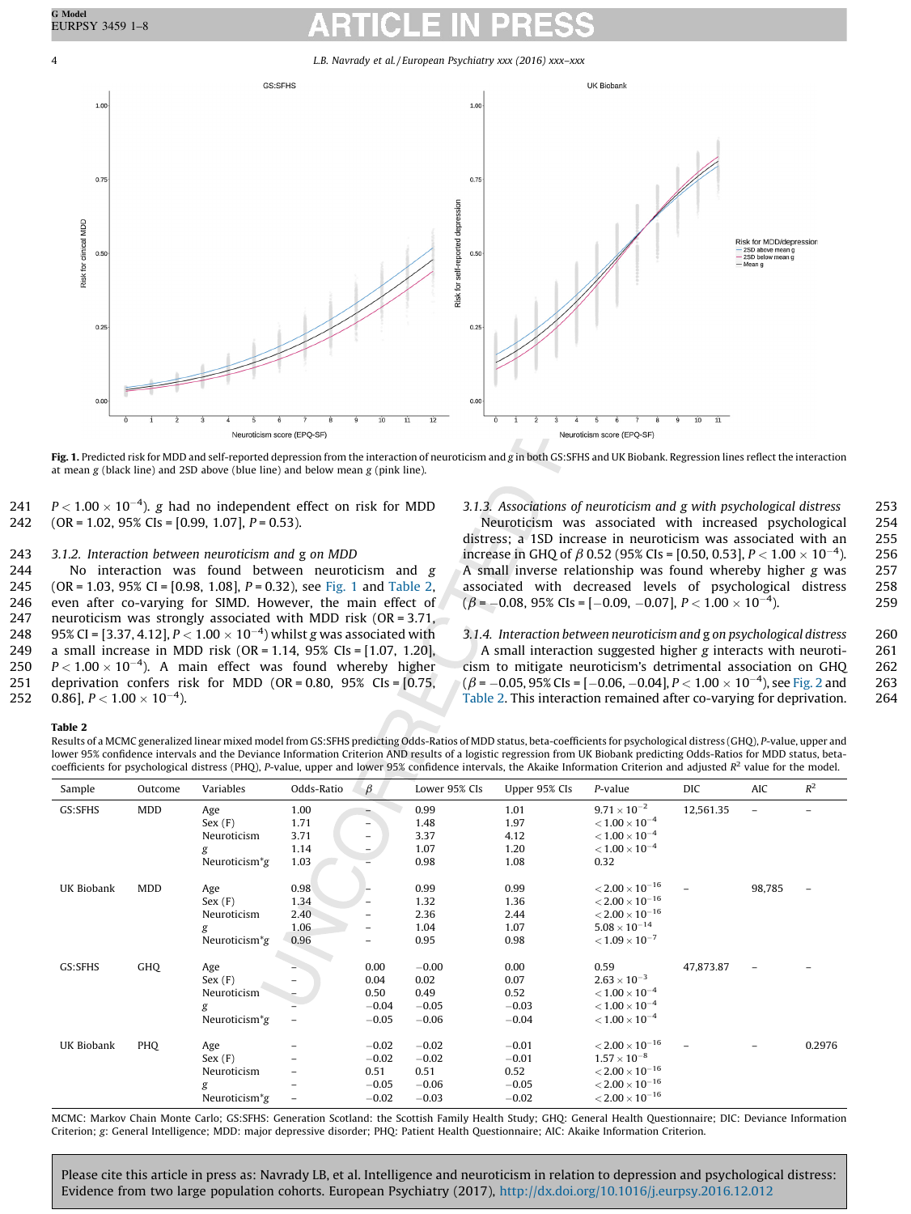GS:SFHS

1.00

0.75

0.50

0.25

0.00

Risk for clinical MDD

0 1 2 3 4 5 6 7 8 9 10 11 12

Neuroticism score (EPQ-SF)

UK Biobank

1.00

0.75

0.50

0.25

0.00

Risk for self-reported depression

0 1 2 3 4 5 6 7 8 9 10 11

Neuroticism score (EPQ-SF)

Risk for MDD/depression
— 2SD above mean g
— 2SD below mean g
— Mean g

**Fig. 1.** Predicted risk for MDD and self-reported depression from the interaction of neuroticism and g in both GS:SFHS and UK Biobank. Regression lines reflect the interaction at mean g (black line) and 2SD above (blue line) and below mean g (pink line).

$P < 1.00 \times 10^{-4}$). g had no independent effect on risk for MDD (OR = 1.02, 95% CIs = [0.99, 1.07], P = 0.53).

### 3.1.2. Interaction between neuroticism and g on MDD

No interaction was found between neuroticism and g (OR = 1.03, 95% CI = [0.98, 1.08], P = 0.32), see Fig. 1 and Table 2, even after co-varying for SIMD. However, the main effect of neuroticism was strongly associated with MDD risk (OR = 3.71, 95% CI = [3.37, 4.12], $P < 1.00 \times 10^{-4}$) whilst g was associated with a small increase in MDD risk (OR = 1.14, 95% CIs = [1.07, 1.20], $P < 1.00 \times 10^{-4}$). A main effect was found whereby higher deprivation confers risk for MDD (OR = 0.80, 95% CIs = [0.75, 0.86], $P < 1.00 \times 10^{-4}$).

### 3.1.3. Associations of neuroticism and g with psychological distress

Neuroticism was associated with increased psychological distress; a 1SD increase in neuroticism was associated with an increase in GHQ of β 0.52 (95% CIs = [0.50, 0.53], $P < 1.00 \times 10^{-4}$). A small inverse relationship was found whereby higher g was associated with decreased levels of psychological distress (β = −0.08, 95% CIs = [−0.09, −0.07], $P < 1.00 \times 10^{-4}$).

### 3.1.4. Interaction between neuroticism and g on psychological distress

A small interaction suggested higher g interacts with neuroticism to mitigate neuroticism's detrimental association on GHQ (β = −0.05, 95% CIs = [−0.06, −0.04], $P < 1.00 \times 10^{-4}$), see Fig. 2 and Table 2. This interaction remained after co-varying for deprivation.

**Table 2**

Results of a MCMC generalized linear mixed model from GS:SFHS predicting Odds-Ratios of MDD status, beta-coefficients for psychological distress (GHQ), P-value, upper and lower 95% confidence intervals and the Deviance Information Criterion AND results of a logistic regression from UK Biobank predicting Odds-Ratios for MDD status, beta-coefficients for psychological distress (PHQ), P-value, upper and lower 95% confidence intervals, the Akaike Information Criterion and adjusted $R^2$ value for the model.

| Sample | Outcome | Variables | Odds-Ratio | β | Lower 95% CIs | Upper 95% CIs | P-value | DIC | AIC | $R^2$ |
|---|---|---|---|---|---|---|---|---|---|---|
| GS:SFHS | MDD | Age | 1.00 | – | 0.99 | 1.01 | $9.71 \times 10^{-2}$ | 12,561.35 | – | – |
| | | Sex (F) | 1.71 | – | 1.48 | 1.97 | $< 1.00 \times 10^{-4}$ | | | |
| | | Neuroticism | 3.71 | – | 3.37 | 4.12 | $< 1.00 \times 10^{-4}$ | | | |
| | | g | 1.14 | – | 1.07 | 1.20 | $< 1.00 \times 10^{-4}$ | | | |
| | | Neuroticism*g | 1.03 | – | 0.98 | 1.08 | 0.32 | | | |
| UK Biobank | MDD | Age | 0.98 | – | 0.99 | 0.99 | $< 2.00 \times 10^{-16}$ | – | 98,785 | – |
| | | Sex (F) | 1.34 | – | 1.32 | 1.36 | $< 2.00 \times 10^{-16}$ | | | |
| | | Neuroticism | 2.40 | – | 2.36 | 2.44 | $< 2.00 \times 10^{-16}$ | | | |
| | | g | 1.06 | – | 1.04 | 1.07 | $5.08 \times 10^{-14}$ | | | |
| | | Neuroticism*g | 0.96 | – | 0.95 | 0.98 | $< 1.09 \times 10^{-7}$ | | | |
| GS:SFHS | GHQ | Age | – | 0.00 | −0.00 | 0.00 | 0.59 | 47,873.87 | – | – |
| | | Sex (F) | – | 0.04 | 0.02 | 0.07 | $2.63 \times 10^{-3}$ | | | |
| | | Neuroticism | – | 0.50 | 0.49 | 0.52 | $< 1.00 \times 10^{-4}$ | | | |
| | | g | – | −0.04 | −0.05 | −0.03 | $< 1.00 \times 10^{-4}$ | | | |
| | | Neuroticism*g | – | −0.05 | −0.06 | −0.04 | $< 1.00 \times 10^{-4}$ | | | |
| UK Biobank | PHQ | Age | – | −0.02 | −0.02 | −0.01 | $< 2.00 \times 10^{-16}$ | – | – | 0.2976 |
| | | Sex (F) | – | −0.02 | −0.02 | −0.01 | $1.57 \times 10^{-8}$ | | | |
| | | Neuroticism | – | 0.51 | 0.51 | 0.52 | $< 2.00 \times 10^{-16}$ | | | |
| | | g | – | −0.05 | −0.06 | −0.05 | $< 2.00 \times 10^{-16}$ | | | |
| | | Neuroticism*g | – | −0.02 | −0.03 | −0.02 | $< 2.00 \times 10^{-16}$ | | | |

MCMC: Markov Chain Monte Carlo; GS:SFHS: Generation Scotland: the Scottish Family Health Study; GHQ: General Health Questionnaire; DIC: Deviance Information Criterion; g: General Intelligence; MDD: major depressive disorder; PHQ: Patient Health Questionnaire; AIC: Akaike Information Criterion.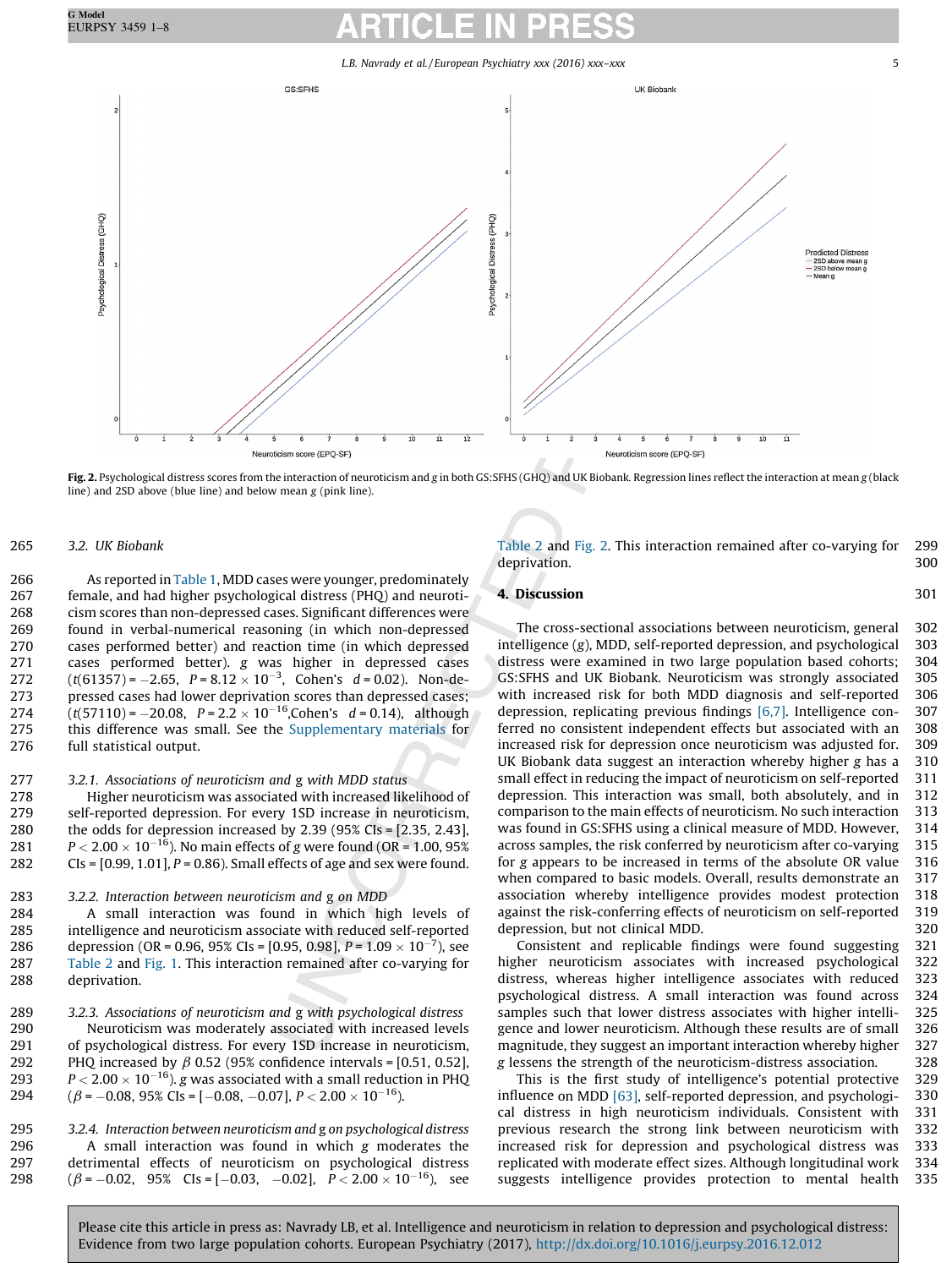GS:SFHS

Psychological Distress (GHQ)

0
1
2

0 1 2 3 4 5 6 7 8 9 10 11 12

Neuroticism score (EPQ-SF)

UK Biobank

Psychological Distress (PHQ)

0
1
2
3
4
5

0 1 2 3 4 5 6 7 8 9 10 11

Neuroticism score (EPQ-SF)

Predicted Distress
— 2SD above mean g
— 2SD below mean g
— Mean g

**Fig. 2.** Psychological distress scores from the interaction of neuroticism and g in both GS:SFHS (GHQ) and UK Biobank. Regression lines reflect the interaction at mean g (black line) and 2SD above (blue line) and below mean g (pink line).

### 3.2. UK Biobank

As reported in Table 1, MDD cases were younger, predominately female, and had higher psychological distress (PHQ) and neuroticism scores than non-depressed cases. Significant differences were found in verbal-numerical reasoning (in which non-depressed cases performed better) and reaction time (in which depressed cases performed better). *g* was higher in depressed cases ($t(61357) = -2.65$, $P = 8.12 \times 10^{-3}$, Cohen's $d = 0.02$). Non-depressed cases had lower deprivation scores than depressed cases; ($t(57110) = -20.08$, $P = 2.2 \times 10^{-16}$, Cohen's $d = 0.14$), although this difference was small. See the Supplementary materials for full statistical output.

#### 3.2.1. Associations of neuroticism and g with MDD status

Higher neuroticism was associated with increased likelihood of self-reported depression. For every 1SD increase in neuroticism, the odds for depression increased by 2.39 (95% CIs = [2.35, 2.43], $P < 2.00 \times 10^{-16}$). No main effects of *g* were found (OR = 1.00, 95% CIs = [0.99, 1.01], $P = 0.86$). Small effects of age and sex were found.

#### 3.2.2. Interaction between neuroticism and g on MDD

A small interaction was found in which high levels of intelligence and neuroticism associate with reduced self-reported depression (OR = 0.96, 95% CIs = [0.95, 0.98], $P = 1.09 \times 10^{-7}$), see Table 2 and Fig. 1. This interaction remained after co-varying for deprivation.

#### 3.2.3. Associations of neuroticism and g with psychological distress

Neuroticism was moderately associated with increased levels of psychological distress. For every 1SD increase in neuroticism, PHQ increased by $\beta$ 0.52 (95% confidence intervals = [0.51, 0.52], $P < 2.00 \times 10^{-16}$). *g* was associated with a small reduction in PHQ ($\beta = -0.08$, 95% CIs = [$-0.08$, $-0.07$], $P < 2.00 \times 10^{-16}$).

#### 3.2.4. Interaction between neuroticism and g on psychological distress

A small interaction was found in which *g* moderates the detrimental effects of neuroticism on psychological distress ($\beta = -0.02$, 95% CIs = [$-0.03$, $-0.02$], $P < 2.00 \times 10^{-16}$), see Table 2 and Fig. 2. This interaction remained after co-varying for deprivation.

## 4. Discussion

The cross-sectional associations between neuroticism, general intelligence (*g*), MDD, self-reported depression, and psychological distress were examined in two large population based cohorts; GS:SFHS and UK Biobank. Neuroticism was strongly associated with increased risk for both MDD diagnosis and self-reported depression, replicating previous findings [6,7]. Intelligence conferred no consistent independent effects but associated with an increased risk for depression once neuroticism was adjusted for. UK Biobank data suggest an interaction whereby higher *g* has a small effect in reducing the impact of neuroticism on self-reported depression. This interaction was small, both absolutely, and in comparison to the main effects of neuroticism. No such interaction was found in GS:SFHS using a clinical measure of MDD. However, across samples, the risk conferred by neuroticism after co-varying for *g* appears to be increased in terms of the absolute OR value when compared to basic models. Overall, results demonstrate an association whereby intelligence provides modest protection against the risk-conferring effects of neuroticism on self-reported depression, but not clinical MDD.

Consistent and replicable findings were found suggesting higher neuroticism associates with increased psychological distress, whereas higher intelligence associates with reduced psychological distress. A small interaction was found across samples such that lower distress associates with higher intelligence and lower neuroticism. Although these results are of small magnitude, they suggest an important interaction whereby higher *g* lessens the strength of the neuroticism-distress association.

This is the first study of intelligence's potential protective influence on MDD [63], self-reported depression, and psychological distress in high neuroticism individuals. Consistent with previous research the strong link between neuroticism with increased risk for depression and psychological distress was replicated with moderate effect sizes. Although longitudinal work suggests intelligence provides protection to mental health

Please cite this article in press as: Navrady LB, et al. Intelligence and neuroticism in relation to depression and psychological distress: Evidence from two large population cohorts. European Psychiatry (2017), http://dx.doi.org/10.1016/j.eurpsy.2016.12.012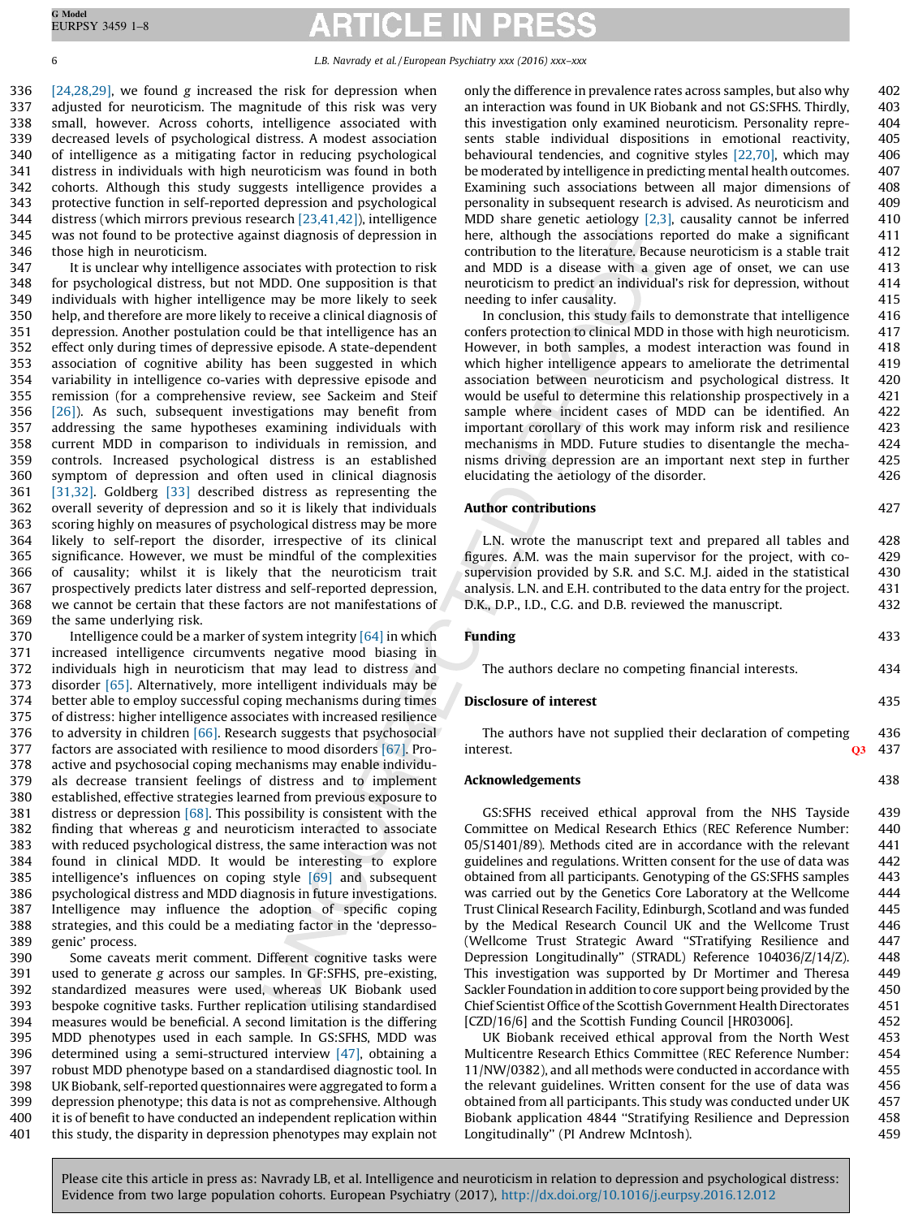[24,28,29], we found g increased the risk for depression when adjusted for neuroticism. The magnitude of this risk was very small, however. Across cohorts, intelligence associated with decreased levels of psychological distress. A modest association of intelligence as a mitigating factor in reducing psychological distress in individuals with high neuroticism was found in both cohorts. Although this study suggests intelligence provides a protective function in self-reported depression and psychological distress (which mirrors previous research [23,41,42]), intelligence was not found to be protective against diagnosis of depression in those high in neuroticism.

It is unclear why intelligence associates with protection to risk for psychological distress, but not MDD. One supposition is that individuals with higher intelligence may be more likely to seek help, and therefore are more likely to receive a clinical diagnosis of depression. Another postulation could be that intelligence has an effect only during times of depressive episode. A state-dependent association of cognitive ability has been suggested in which variability in intelligence co-varies with depressive episode and remission (for a comprehensive review, see Sackeim and Steif [26]). As such, subsequent investigations may benefit from addressing the same hypotheses examining individuals with current MDD in comparison to individuals in remission, and controls. Increased psychological distress is an established symptom of depression and often used in clinical diagnosis [31,32]. Goldberg [33] described distress as representing the overall severity of depression and so it is likely that individuals scoring highly on measures of psychological distress may be more likely to self-report the disorder, irrespective of its clinical significance. However, we must be mindful of the complexities of causality; whilst it is likely that the neuroticism trait prospectively predicts later distress and self-reported depression, we cannot be certain that these factors are not manifestations of the same underlying risk.

Intelligence could be a marker of system integrity [64] in which increased intelligence circumvents negative mood biasing in individuals high in neuroticism that may lead to distress and disorder [65]. Alternatively, more intelligent individuals may be better able to employ successful coping mechanisms during times of distress: higher intelligence associates with increased resilience to adversity in children [66]. Research suggests that psychosocial factors are associated with resilience to mood disorders [67]. Proactive and psychosocial coping mechanisms may enable individuals decrease transient feelings of distress and to implement established, effective strategies learned from previous exposure to distress or depression [68]. This possibility is consistent with the finding that whereas g and neuroticism interacted to associate with reduced psychological distress, the same interaction was not found in clinical MDD. It would be interesting to explore intelligence's influences on coping style [69] and subsequent psychological distress and MDD diagnosis in future investigations. Intelligence may influence the adoption of specific coping strategies, and this could be a mediating factor in the 'depressogenic' process.

Some caveats merit comment. Different cognitive tasks were used to generate g across our samples. In GF:SFHS, pre-existing, standardized measures were used, whereas UK Biobank used bespoke cognitive tasks. Further replication utilising standardised measures would be beneficial. A second limitation is the differing MDD phenotypes used in each sample. In GS:SFHS, MDD was determined using a semi-structured interview [47], obtaining a robust MDD phenotype based on a standardised diagnostic tool. In UK Biobank, self-reported questionnaires were aggregated to form a depression phenotype; this data is not as comprehensive. Although it is of benefit to have conducted an independent replication within this study, the disparity in depression phenotypes may explain not only the difference in prevalence rates across samples, but also why an interaction was found in UK Biobank and not GS:SFHS. Thirdly, this investigation only examined neuroticism. Personality represents stable individual dispositions in emotional reactivity, behavioural tendencies, and cognitive styles [22,70], which may be moderated by intelligence in predicting mental health outcomes. Examining such associations between all major dimensions of personality in subsequent research is advised. As neuroticism and MDD share genetic aetiology [2,3], causality cannot be inferred here, although the associations reported do make a significant contribution to the literature. Because neuroticism is a stable trait and MDD is a disease with a given age of onset, we can use neuroticism to predict an individual's risk for depression, without needing to infer causality.

In conclusion, this study fails to demonstrate that intelligence confers protection to clinical MDD in those with high neuroticism. However, in both samples, a modest interaction was found in which higher intelligence appears to ameliorate the detrimental association between neuroticism and psychological distress. It would be useful to determine this relationship prospectively in a sample where incident cases of MDD can be identified. An important corollary of this work may inform risk and resilience mechanisms in MDD. Future studies to disentangle the mechanisms driving depression are an important next step in further elucidating the aetiology of the disorder.

## Author contributions

L.N. wrote the manuscript text and prepared all tables and figures. A.M. was the main supervisor for the project, with co-supervision provided by S.R. and S.C. M.J. aided in the statistical analysis. L.N. and E.H. contributed to the data entry for the project. D.K., D.P., I.D., C.G. and D.B. reviewed the manuscript.

## Funding

The authors declare no competing financial interests.

## Disclosure of interest

The authors have not supplied their declaration of competing interest. Q3

## Acknowledgements

GS:SFHS received ethical approval from the NHS Tayside Committee on Medical Research Ethics (REC Reference Number: 05/S1401/89). Methods cited are in accordance with the relevant guidelines and regulations. Written consent for the use of data was obtained from all participants. Genotyping of the GS:SFHS samples was carried out by the Genetics Core Laboratory at the Wellcome Trust Clinical Research Facility, Edinburgh, Scotland and was funded by the Medical Research Council UK and the Wellcome Trust (Wellcome Trust Strategic Award "STratifying Resilience and Depression Longitudinally" (STRADL) Reference 104036/Z/14/Z). This investigation was supported by Dr Mortimer and Theresa Sackler Foundation in addition to core support being provided by the Chief Scientist Office of the Scottish Government Health Directorates [CZD/16/6] and the Scottish Funding Council [HR03006].

UK Biobank received ethical approval from the North West Multicentre Research Ethics Committee (REC Reference Number: 11/NW/0382), and all methods were conducted in accordance with the relevant guidelines. Written consent for the use of data was obtained from all participants. This study was conducted under UK Biobank application 4844 "Stratifying Resilience and Depression Longitudinally" (PI Andrew McIntosh).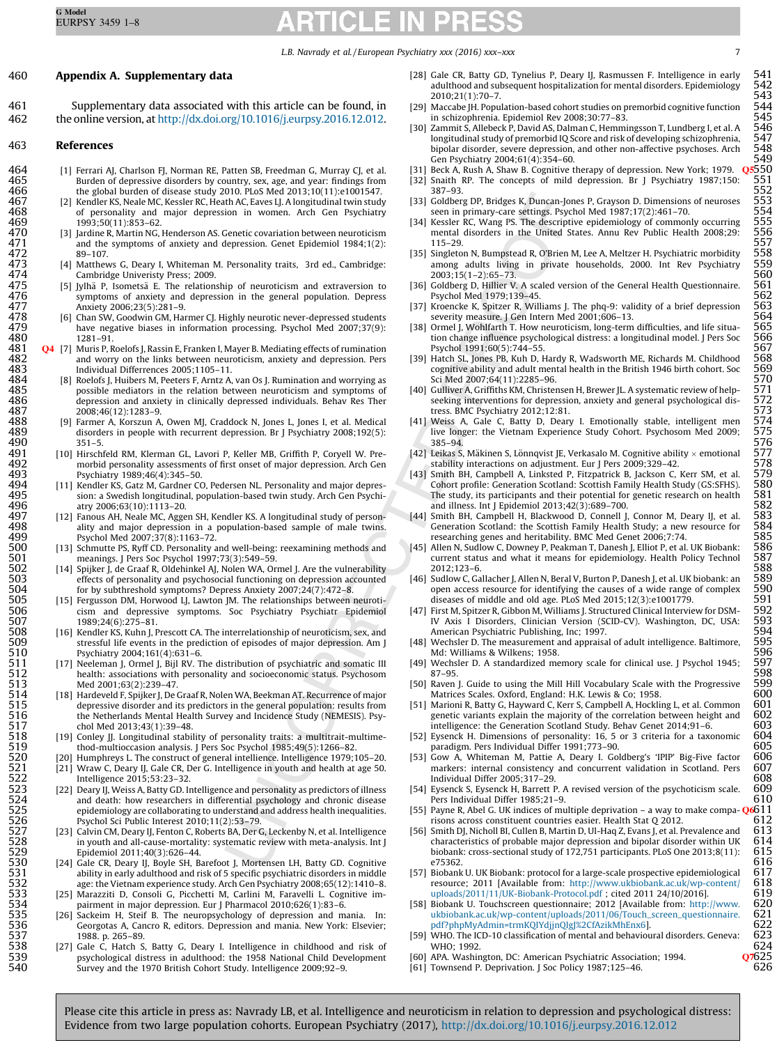## Appendix A. Supplementary data

Supplementary data associated with this article can be found, in the online version, at http://dx.doi.org/10.1016/j.eurpsy.2016.12.012.

## References

[1] Ferrari AJ, Charlson FJ, Norman RE, Patten SB, Freedman G, Murray CJ, et al. Burden of depressive disorders by country, sex, age, and year: findings from the global burden of disease study 2010. PLoS Med 2013;10(11):e1001547.

[2] Kendler KS, Neale MC, Kessler RC, Heath AC, Eaves LJ. A longitudinal twin study of personality and major depression in women. Arch Gen Psychiatry 1993;50(11):853–62.

[3] Jardine R, Martin NG, Henderson AS. Genetic covariation between neuroticism and the symptoms of anxiety and depression. Genet Epidemiol 1984;1(2):89–107.

[4] Matthews G, Deary I, Whiteman M. Personality traits, 3rd ed., Cambridge: Cambridge University Press; 2009.

[5] Jylhä P, Isometsä E. The relationship of neuroticism and extraversion to symptoms of anxiety and depression in the general population. Depress Anxiety 2006;23(5):281–9.

[6] Chan SW, Goodwin GM, Harmer CJ. Highly neurotic never-depressed students have negative biases in information processing. Psychol Med 2007;37(9):1281–91.

[7] Muris P, Roelofs J, Rassin E, Franken I, Mayer B. Mediating effects of rumination and worry on the links between neuroticism, anxiety and depression. Pers Individual Differences 2005;1105–11.

[8] Roelofs J, Huibers M, Peeters F, Arntz A, van Os J. Rumination and worrying as possible mediators in the relation between neuroticism and symptoms of depression and anxiety in clinically depressed individuals. Behav Res Ther 2008;46(12):1283–9.

[9] Farmer A, Korszun A, Owen MJ, Craddock N, Jones L, Jones I, et al. Medical disorders in people with recurrent depression. Br J Psychiatry 2008;192(5):351–5.

[10] Hirschfeld RM, Klerman GL, Lavori P, Keller MB, Griffith P, Coryell W. Premorbid personality assessments of first onset of major depression. Arch Gen Psychiatry 1989;46(4):345–50.

[11] Kendler KS, Gatz M, Gardner CO, Pedersen NL. Personality and major depression: a Swedish longitudinal, population-based twin study. Arch Gen Psychiatry 2006;63(10):1113–20.

[12] Fanous AH, Neale MC, Aggen SH, Kendler KS. A longitudinal study of personality and major depression in a population-based sample of male twins. Psychol Med 2007;37(8):1163–72.

[13] Schmutte PS, Ryff CD. Personality and well-being: reexamining methods and meanings. J Pers Soc Psychol 1997;73(3):549–59.

[14] Spijker J, de Graaf R, Oldehinkel AJ, Nolen WA, Ormel J. Are the vulnerability effects of personality and psychosocial functioning on depression accounted for by subthreshold symptoms? Depress Anxiety 2007;24(7):472–8.

[15] Fergusson DM, Horwood LJ, Lawton JM. The relationships between neuroticism and depressive symptoms. Soc Psychiatry Psychiatr Epidemiol 1989;24(6):275–81.

[16] Kendler KS, Kuhn J, Prescott CA. The interrelationship of neuroticism, sex, and stressful life events in the prediction of episodes of major depression. Am J Psychiatry 2004;161(4):631–6.

[17] Neeleman J, Ormel J, Bijl RV. The distribution of psychiatric and somatic III health: associations with personality and socioeconomic status. Psychosom Med 2001;63(2):239–47.

[18] Hardeveld F, Spijker J, De Graaf R, Nolen WA, Beekman AT. Recurrence of major depressive disorder and its predictors in the general population: results from the Netherlands Mental Health Survey and Incidence Study (NEMESIS). Psychol Med 2013;43(1):39–48.

[19] Conley JJ. Longitudinal stability of personality traits: a multitrait-multimethod-multioccasion analysis. J Pers Soc Psychol 1985;49(5):1266–82.

[20] Humphreys L. The construct of general intellience. Intelligence 1979;105–20.

[21] Wraw C, Deary IJ, Gale CR, Der G. Intelligence in youth and health at age 50. Intelligence 2015;53:23–32.

[22] Deary IJ, Weiss A, Batty GD. Intelligence and personality as predictors of illness and death: how researchers in differential psychology and chronic disease epidemiology are collaborating to understand and address health inequalities. Psychol Sci Public Interest 2010;11(2):53–79.

[23] Calvin CM, Deary IJ, Fenton C, Roberts BA, Der G, Leckenby N, et al. Intelligence in youth and all-cause-mortality: systematic review with meta-analysis. Int J Epidemiol 2011;40(3):626–44.

[24] Gale CR, Deary IJ, Boyle SH, Barefoot J, Mortensen LH, Batty GD. Cognitive ability in early adulthood and risk of 5 specific psychiatric disorders in middle age: the Vietnam experience study. Arch Gen Psychiatry 2008;65(12):1410–8.

[25] Marazziti D, Consoli G, Picchetti M, Carlini M, Faravelli L. Cognitive impairment in major depression. Eur J Pharmacol 2010;626(1):83–6.

[26] Sackeim H, Steif B. The neuropsychology of depression and mania. In: Georgotas A, Cancro R, editors. Depression and mania. New York: Elsevier; 1988. p. 265–89.

[27] Gale C, Hatch S, Batty G, Deary I. Intelligence in childhood and risk of psychological distress in adulthood: the 1958 National Child Development Survey and the 1970 British Cohort Study. Intelligence 2009;92–9.

[28] Gale CR, Batty GD, Tynelius P, Deary IJ, Rasmussen F. Intelligence in early adulthood and subsequent hospitalization for mental disorders. Epidemiology 2010;21(1):70–7.

[29] Maccabe JH. Population-based cohort studies on premorbid cognitive function in schizophrenia. Epidemiol Rev 2008;30:77–83.

[30] Zammit S, Allebeck P, David AS, Dalman C, Hemmingsson T, Lundberg I, et al. A longitudinal study of premorbid IQ Score and risk of developing schizophrenia, bipolar disorder, severe depression, and other non-affective psychoses. Arch Gen Psychiatry 2004;61(4):354–60.

[31] Beck A, Rush A, Shaw B. Cognitive therapy of depression. New York; 1979.

[32] Snaith RP. The concepts of mild depression. Br J Psychiatry 1987;150:387–93.

[33] Goldberg DP, Bridges K, Duncan-Jones P, Grayson D. Dimensions of neuroses seen in primary-care settings. Psychol Med 1987;17(2):461–70.

[34] Kessler RC, Wang PS. The descriptive epidemiology of commonly occurring mental disorders in the United States. Annu Rev Public Health 2008;29:115–29.

[35] Singleton N, Bumpstead R, O'Brien M, Lee A, Meltzer H. Psychiatric morbidity among adults living in private households, 2000. Int Rev Psychiatry 2003;15(1–2):65–73.

[36] Goldberg D, Hillier V. A scaled version of the General Health Questionnaire. Psychol Med 1979;139–45.

[37] Kroencke K, Spitzer R, Williams J. The phq-9: validity of a brief depression severity measure. J Gen Intern Med 2001;606–13.

[38] Ormel J, Wohlfarth T. How neuroticism, long-term difficulties, and life situation change influence psychological distress: a longitudinal model. J Pers Soc Psychol 1991;60(5):744–55.

[39] Hatch SL, Jones PB, Kuh D, Hardy R, Wadsworth ME, Richards M. Childhood cognitive ability and adult mental health in the British 1946 birth cohort. Soc Sci Med 2007;64(11):2285–96.

[40] Gulliver A, Griffiths KM, Christensen H, Brewer JL. A systematic review of help-seeking interventions for depression, anxiety and general psychological distress. BMC Psychiatry 2012;12:81.

[41] Weiss A, Gale C, Batty G, Deary I. Emotionally stable, intelligent men live longer: the Vietnam Experience Study Cohort. Psychosom Med 2009;385–94.

[42] Leikas S, Mäkinen S, Lönnqvist JE, Verkasalo M. Cognitive ability × emotional stability interactions on adjustment. Eur J Pers 2009;329–42.

[43] Smith BH, Campbell A, Linksted P, Fitzpatrick B, Jackson C, Kerr SM, et al. Cohort profile: Generation Scotland: Scottish Family Health Study (GS:SFHS). The study, its participants and their potential for genetic research on health and illness. Int J Epidemiol 2013;42(3):689–700.

[44] Smith BH, Campbell H, Blackwood D, Connell J, Connor M, Deary IJ, et al. Generation Scotland: the Scottish Family Health Study; a new resource for researching genes and heritability. BMC Med Genet 2006;7:74.

[45] Allen N, Sudlow C, Downey P, Peakman T, Danesh J, Elliott P, et al. UK Biobank: current status and what it means for epidemiology. Health Policy Technol 2012;123–6.

[46] Sudlow C, Gallacher J, Allen N, Beral V, Burton P, Danesh J, et al. UK biobank: an open access resource for identifying the causes of a wide range of complex diseases of middle and old age. PLoS Med 2015;12(3):e1001779.

[47] First M, Spitzer R, Gibbon M, Williams J. Structured Clinical Interview for DSM-IV Axis I Disorders, Clinician Version (SCID-CV). Washington, DC, USA: American Psychiatric Publishing, Inc; 1997.

[48] Wechsler D. The measurement and appraisal of adult intelligence. Baltimore, Md: Williams & Wilkens; 1958.

[49] Wechsler D. A standardized memory scale for clinical use. J Psychol 1945;87–95.

[50] Raven J. Guide to using the Mill Hill Vocabulary Scale with the Progressive Matrices Scales. Oxford, England: H.K. Lewis & Co; 1958.

[51] Marioni R, Batty G, Hayward C, Kerr S, Campbell A, Hockling L, et al. Common genetic variants explain the majority of the correlation between height and intelligence: the Generation Scotland Study. Behav Genet 2014;91–6.

[52] Eysenck H. Dimensions of personality: 16, 5 or 3 criteria for a taxonomic paradigm. Pers Individual Differ 1991;773–90.

[53] Gow A, Whiteman M, Pattie A, Deary I. Goldberg's 'IPIP' Big-Five factor markers: internal consistency and concurrent validation in Scotland. Pers Individual Differ 2005;317–29.

[54] Eysenck S, Eysenck H, Barrett P. A revised version of the psychoticism scale. Pers Individual Differ 1985;21–9.

[55] Payne R, Abel G. UK indices of multiple deprivation – a way to make comparisons across constituent countries easier. Health Stat Q 2012.

[56] Smith DJ, Nicholl BI, Cullen B, Martin D, Ul-Haq Z, Evans J, et al. Prevalence and characteristics of probable major depression and bipolar disorder within UK biobank: cross-sectional study of 172,751 participants. PLoS One 2013;8(11):e75362.

[57] Biobank U. UK Biobank: protocol for a large-scale prospective epidemiological resource; 2011 [Available from: http://www.ukbiobank.ac.uk/wp-content/uploads/2011/11/UK-Biobank-Protocol.pdf ; cited 2011 24/10/2016].

[58] Biobank U. Touchscreen questionnaire; 2012 [Available from: http://www.ukbiobank.ac.uk/wp-content/uploads/2011/06/Touch_screen_questionnaire.pdf?phpMyAdmin=trmKQlYdjjnQIgJ%2CfAzikMhEnx6].

[59] WHO. The ICD-10 classification of mental and behavioural disorders. Geneva: WHO; 1992.

[60] APA. Washington, DC: American Psychiatric Association; 1994.

[61] Townsend P. Deprivation. J Soc Policy 1987;125–46.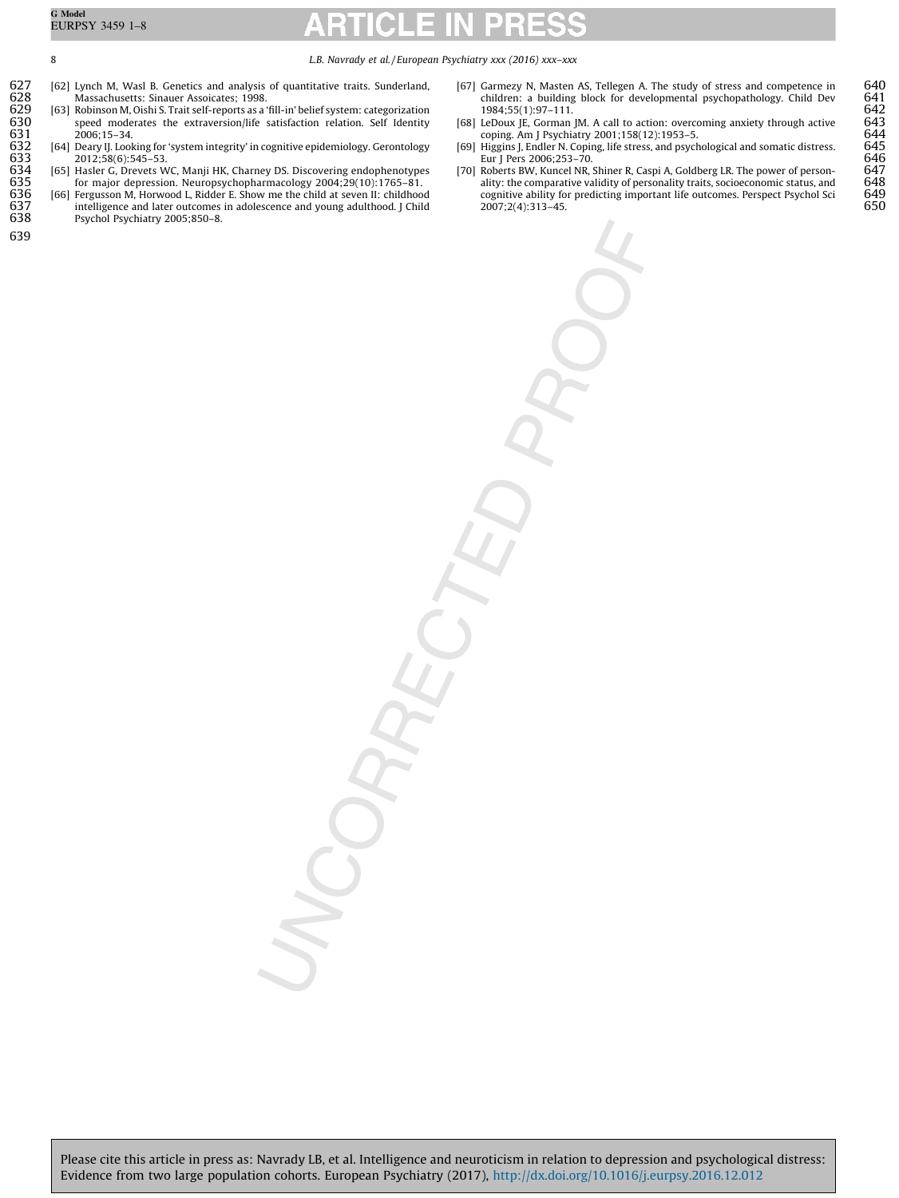[62] Lynch M, Wasl B. Genetics and analysis of quantitative traits. Sunderland, Massachusetts: Sinauer Assoicates; 1998.

[63] Robinson M, Oishi S. Trait self-reports as a 'fill-in' belief system: categorization speed moderates the extraversion/life satisfaction relation. Self Identity 2006;15–34.

[64] Deary IJ. Looking for 'system integrity' in cognitive epidemiology. Gerontology 2012;58(6):545–53.

[65] Hasler G, Drevets WC, Manji HK, Charney DS. Discovering endophenotypes for major depression. Neuropsychopharmacology 2004;29(10):1765–81.

[66] Fergusson M, Horwood L, Ridder E. Show me the child at seven II: childhood intelligence and later outcomes in adolescence and young adulthood. J Child Psychol Psychiatry 2005;850–8.

[67] Garmezy N, Masten AS, Tellegen A. The study of stress and competence in children: a building block for developmental psychopathology. Child Dev 1984;55(1):97–111.

[68] LeDoux JE, Gorman JM. A call to action: overcoming anxiety through active coping. Am J Psychiatry 2001;158(12):1953–5.

[69] Higgins J, Endler N. Coping, life stress, and psychological and somatic distress. Eur J Pers 2006;253–70.

[70] Roberts BW, Kuncel NR, Shiner R, Caspi A, Goldberg LR. The power of personality: the comparative validity of personality traits, socioeconomic status, and cognitive ability for predicting important life outcomes. Perspect Psychol Sci 2007;2(4):313–45.

Please cite this article in press as: Navrady LB, et al. Intelligence and neuroticism in relation to depression and psychological distress: Evidence from two large population cohorts. European Psychiatry (2017), http://dx.doi.org/10.1016/j.eurpsy.2016.12.012